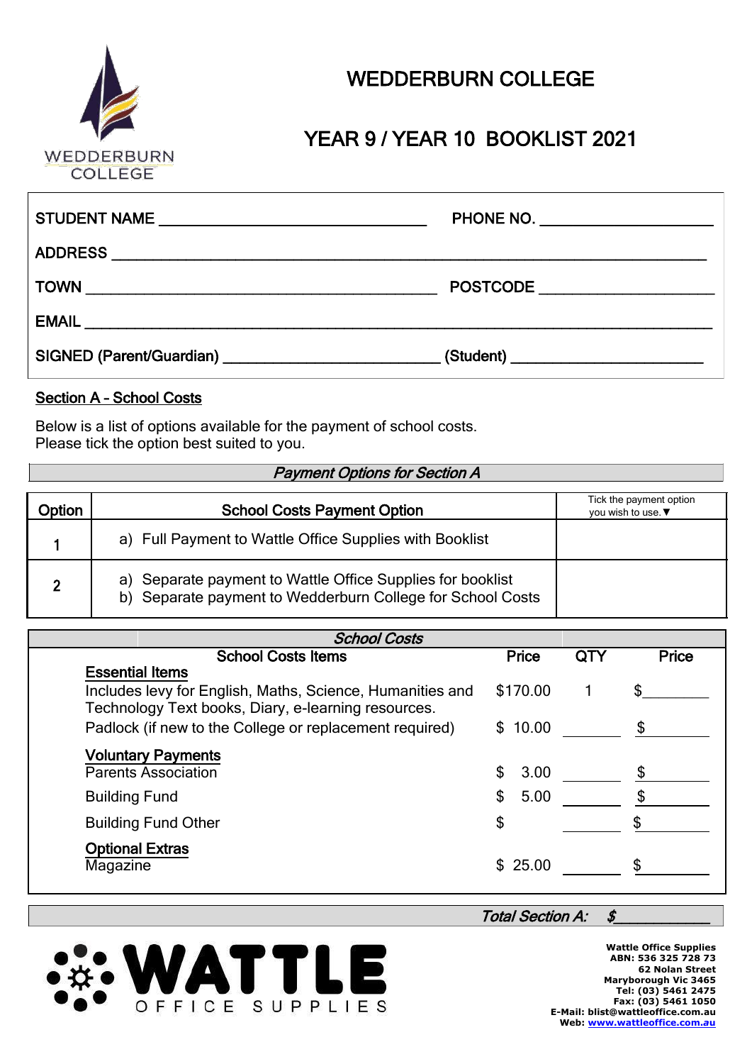# WEDDERBURN COLLEGE

## YEAR 9 / YEAR 10 BOOKLIST 2021

STUDENT NAME ______________________________ PHONE NO. ____________________

ADDRESS ____________________________________________________________

TOWN ______________________________________ POSTCODE ____________________

EMAIL ______________________________________________________________

SIGNED (Parent/Guardian) ________________________ (Student) ______________________

**Section A – School Costs**

Below is a list of options available for the payment of school costs.
Please tick the option best suited to you.

*Payment Options for Section A*

| Option | School Costs Payment Option | Tick the payment option you wish to use. ▼ |
|---|---|---|
| 1 | a) Full Payment to Wattle Office Supplies with Booklist | |
| 2 | a) Separate payment to Wattle Office Supplies for booklist<br>b) Separate payment to Wedderburn College for School Costs | |

*School Costs*

| School Costs Items | Price | QTY | Price |
|---|---|---|---|
| **Essential Items** | | | |
| Includes levy for English, Maths, Science, Humanities and Technology Text books, Diary, e-learning resources. | $170.00 | 1 | $________ |
| Padlock (if new to the College or replacement required) | $ 10.00 | ______ | $________ |
| **Voluntary Payments** | | | |
| Parents Association | $ 3.00 | ______ | $________ |
| Building Fund | $ 5.00 | ______ | $________ |
| Building Fund Other | $ | ______ | $________ |
| **Optional Extras** | | | |
| Magazine | $ 25.00 | ______ | $________ |

*Total Section A: $____________*

WATTLE OFFICE SUPPLIES

**Wattle Office Supplies**
**ABN: 536 325 728 73**
**62 Nolan Street**
**Maryborough Vic 3465**
**Tel: (03) 5461 2475**
**Fax: (03) 5461 1050**
**E-Mail: blist@wattleoffice.com.au**
**Web: www.wattleoffice.com.au**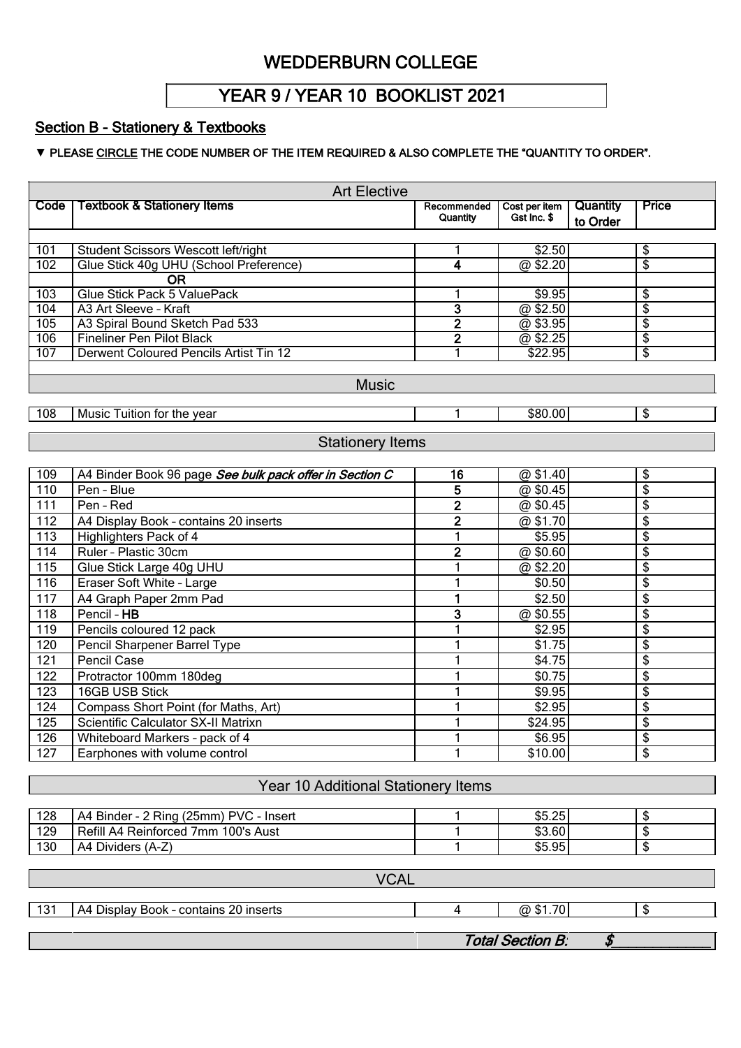# WEDDERBURN COLLEGE

## YEAR 9 / YEAR 10 BOOKLIST 2021

### Section B - Stationery & Textbooks

▼ **PLEASE CIRCLE THE CODE NUMBER OF THE ITEM REQUIRED & ALSO COMPLETE THE "QUANTITY TO ORDER".**

| Code | Textbook & Stationery Items | Recommended Quantity | Cost per item Gst Inc. $ | Quantity to Order | Price |
|---|---|---|---|---|---|
| | **Art Elective** | | | | |
| 101 | Student Scissors Wescott left/right | 1 | $2.50 | | $ |
| 102 | Glue Stick 40g UHU (School Preference) | **4** | @ $2.20 | | $ |
| | **OR** | | | | |
| 103 | Glue Stick Pack 5 ValuePack | 1 | $9.95 | | $ |
| 104 | A3 Art Sleeve – Kraft | **3** | @ $2.50 | | $ |
| 105 | A3 Spiral Bound Sketch Pad 533 | **2** | @ $3.95 | | $ |
| 106 | Fineliner Pen Pilot Black | **2** | @ $2.25 | | $ |
| 107 | Derwent Coloured Pencils Artist Tin 12 | 1 | $22.95 | | $ |
| | **Music** | | | | |
| 108 | Music Tuition for the year | 1 | $80.00 | | $ |
| | **Stationery Items** | | | | |
| 109 | A4 Binder Book 96 page *See bulk pack offer in Section C* | **16** | @ $1.40 | | $ |
| 110 | Pen – Blue | **5** | @ $0.45 | | $ |
| 111 | Pen – Red | **2** | @ $0.45 | | $ |
| 112 | A4 Display Book – contains 20 inserts | **2** | @ $1.70 | | $ |
| 113 | Highlighters Pack of 4 | 1 | $5.95 | | $ |
| 114 | Ruler – Plastic 30cm | **2** | @ $0.60 | | $ |
| 115 | Glue Stick Large 40g UHU | 1 | @ $2.20 | | $ |
| 116 | Eraser Soft White – Large | 1 | $0.50 | | $ |
| 117 | A4 Graph Paper 2mm Pad | **1** | $2.50 | | $ |
| 118 | Pencil – **HB** | **3** | @ $0.55 | | $ |
| 119 | Pencils coloured 12 pack | 1 | $2.95 | | $ |
| 120 | Pencil Sharpener Barrel Type | 1 | $1.75 | | $ |
| 121 | Pencil Case | 1 | $4.75 | | $ |
| 122 | Protractor 100mm 180deg | 1 | $0.75 | | $ |
| 123 | 16GB USB Stick | 1 | $9.95 | | $ |
| 124 | Compass Short Point (for Maths, Art) | 1 | $2.95 | | $ |
| 125 | Scientific Calculator SX-II Matrixn | 1 | $24.95 | | $ |
| 126 | Whiteboard Markers – pack of 4 | 1 | $6.95 | | $ |
| 127 | Earphones with volume control | 1 | $10.00 | | $ |
| | **Year 10 Additional Stationery Items** | | | | |
| 128 | A4 Binder - 2 Ring (25mm) PVC - Insert | 1 | $5.25 | | $ |
| 129 | Refill A4 Reinforced 7mm 100's Aust | 1 | $3.60 | | $ |
| 130 | A4 Dividers (A-Z) | 1 | $5.95 | | $ |
| | **VCAL** | | | | |
| 131 | A4 Display Book - contains 20 inserts | 4 | @ $1.70 | | $ |

***Total Section B:*** ***$___________***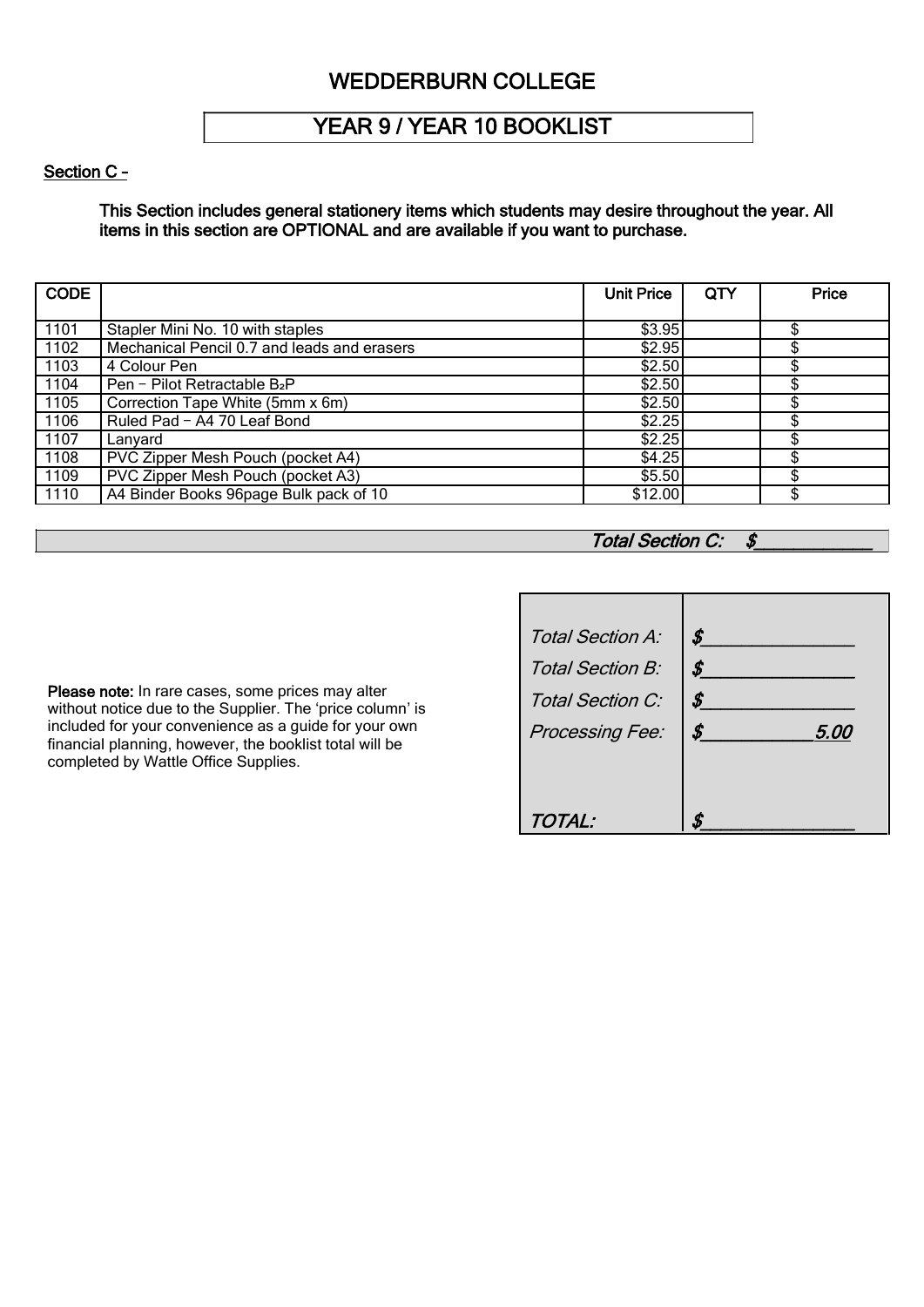# WEDDERBURN COLLEGE

## YEAR 9 / YEAR 10 BOOKLIST

**Section C –**

**This Section includes general stationery items which students may desire throughout the year. All items in this section are OPTIONAL and are available if you want to purchase.**

| CODE | | Unit Price | QTY | Price |
|---|---|---|---|---|
| 1101 | Stapler Mini No. 10 with staples | $3.95 | | $ |
| 1102 | Mechanical Pencil 0.7 and leads and erasers | $2.95 | | $ |
| 1103 | 4 Colour Pen | $2.50 | | $ |
| 1104 | Pen – Pilot Retractable $B_2P$ | $2.50 | | $ |
| 1105 | Correction Tape White (5mm x 6m) | $2.50 | | $ |
| 1106 | Ruled Pad – A4 70 Leaf Bond | $2.25 | | $ |
| 1107 | Lanyard | $2.25 | | $ |
| 1108 | PVC Zipper Mesh Pouch (pocket A4) | $4.25 | | $ |
| 1109 | PVC Zipper Mesh Pouch (pocket A3) | $5.50 | | $ |
| 1110 | A4 Binder Books 96page Bulk pack of 10 | $12.00 | | $ |

***Total Section C: $____________***

**Please note:** In rare cases, some prices may alter without notice due to the Supplier. The 'price column' is included for your convenience as a guide for your own financial planning, however, the booklist total will be completed by Wattle Office Supplies.

| | |
|---|---|
| *Total Section A:* | *$_______________* |
| *Total Section B:* | *$_______________* |
| *Total Section C:* | *$_______________* |
| *Processing Fee:* | *$___________5.00* |
| *TOTAL:* | *$_______________* |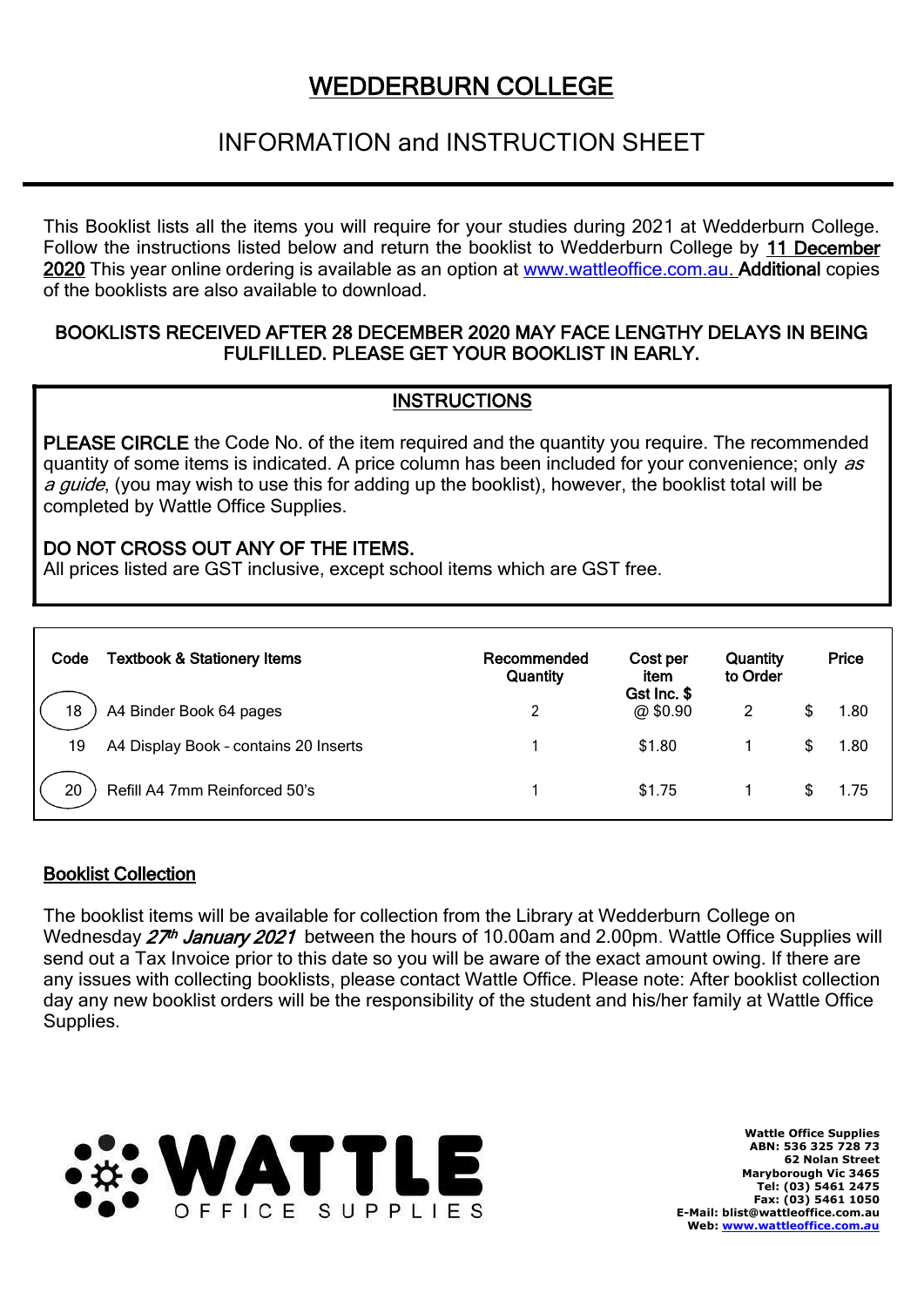# WEDDERBURN COLLEGE

## INFORMATION and INSTRUCTION SHEET

This Booklist lists all the items you will require for your studies during 2021 at Wedderburn College. Follow the instructions listed below and return the booklist to Wedderburn College by **11 December 2020** This year online ordering is available as an option at www.wattleoffice.com.au. **Additional** copies of the booklists are also available to download.

**BOOKLISTS RECEIVED AFTER 28 DECEMBER 2020 MAY FACE LENGTHY DELAYS IN BEING FULFILLED. PLEASE GET YOUR BOOKLIST IN EARLY.**

### INSTRUCTIONS

**PLEASE CIRCLE** the Code No. of the item required and the quantity you require. The recommended quantity of some items is indicated. A price column has been included for your convenience; only *as a guide*, (you may wish to use this for adding up the booklist), however, the booklist total will be completed by Wattle Office Supplies.

**DO NOT CROSS OUT ANY OF THE ITEMS.**
All prices listed are GST inclusive, except school items which are GST free.

| Code | Textbook & Stationery Items | Recommended Quantity | Cost per item Gst Inc. $ | Quantity to Order | Price |
|---|---|---|---|---|---|
| 18 | A4 Binder Book 64 pages | 2 | @ $0.90 | 2 | $ 1.80 |
| 19 | A4 Display Book - contains 20 Inserts | 1 | $1.80 | 1 | $ 1.80 |
| 20 | Refill A4 7mm Reinforced 50's | 1 | $1.75 | 1 | $ 1.75 |

### Booklist Collection

The booklist items will be available for collection from the Library at Wedderburn College on Wednesday ***27th January 2021*** between the hours of 10.00am and 2.00pm. Wattle Office Supplies will send out a Tax Invoice prior to this date so you will be aware of the exact amount owing. If there are any issues with collecting booklists, please contact Wattle Office. Please note: After booklist collection day any new booklist orders will be the responsibility of the student and his/her family at Wattle Office Supplies.

WATTLE OFFICE SUPPLIES

**Wattle Office Supplies**
**ABN: 536 325 728 73**
**62 Nolan Street**
**Maryborough Vic 3465**
**Tel: (03) 5461 2475**
**Fax: (03) 5461 1050**
**E-Mail: blist@wattleoffice.com.au**
**Web: www.wattleoffice.com.au**